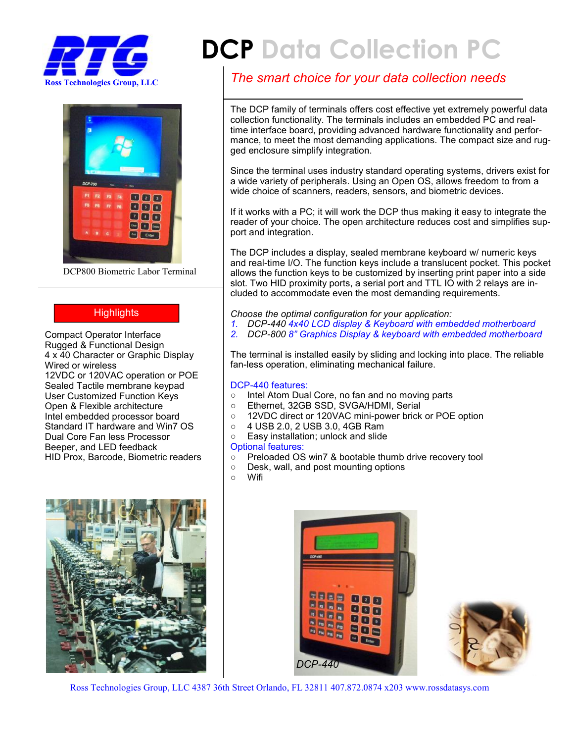Ross Technologies Group, LLC

# DCP Data Collection PC

*The smart choice for your data collection needs*

DCP800 Biometric Labor Terminal

The DCP family of terminals offers cost effective yet extremely powerful data collection functionality. The terminals includes an embedded PC and real-time interface board, providing advanced hardware functionality and performance, to meet the most demanding applications. The compact size and rugged enclosure simplify integration.

Since the terminal uses industry standard operating systems, drivers exist for a wide variety of peripherals. Using an Open OS, allows freedom to from a wide choice of scanners, readers, sensors, and biometric devices.

If it works with a PC; it will work the DCP thus making it easy to integrate the reader of your choice. The open architecture reduces cost and simplifies support and integration.

The DCP includes a display, sealed membrane keyboard w/ numeric keys and real-time I/O. The function keys include a translucent pocket. This pocket allows the function keys to be customized by inserting print paper into a side slot. Two HID proximity ports, a serial port and TTL IO with 2 relays are included to accommodate even the most demanding requirements.

*Choose the optimal configuration for your application:*

1. *DCP-440 4x40 LCD display & Keyboard with embedded motherboard*
2. *DCP-800 8" Graphics Display & keyboard with embedded motherboard*

The terminal is installed easily by sliding and locking into place. The reliable fan-less operation, eliminating mechanical failure.

## Highlights

Compact Operator Interface
Rugged & Functional Design
4 x 40 Character or Graphic Display
Wired or wireless
12VDC or 120VAC operation or POE
Sealed Tactile membrane keypad
User Customized Function Keys
Open & Flexible architecture
Intel embedded processor board
Standard IT hardware and Win7 OS
Dual Core Fan less Processor
Beeper, and LED feedback
HID Prox, Barcode, Biometric readers

### DCP-440 features:

- Intel Atom Dual Core, no fan and no moving parts
- Ethernet, 32GB SSD, SVGA/HDMI, Serial
- 12VDC direct or 120VAC mini-power brick or POE option
- 4 USB 2.0, 2 USB 3.0, 4GB Ram
- Easy installation; unlock and slide

### Optional features:

- Preloaded OS win7 & bootable thumb drive recovery tool
- Desk, wall, and post mounting options
- Wifi

DCP-440

Ross Technologies Group, LLC 4387 36th Street Orlando, FL 32811 407.872.0874 x203 www.rossdatasys.com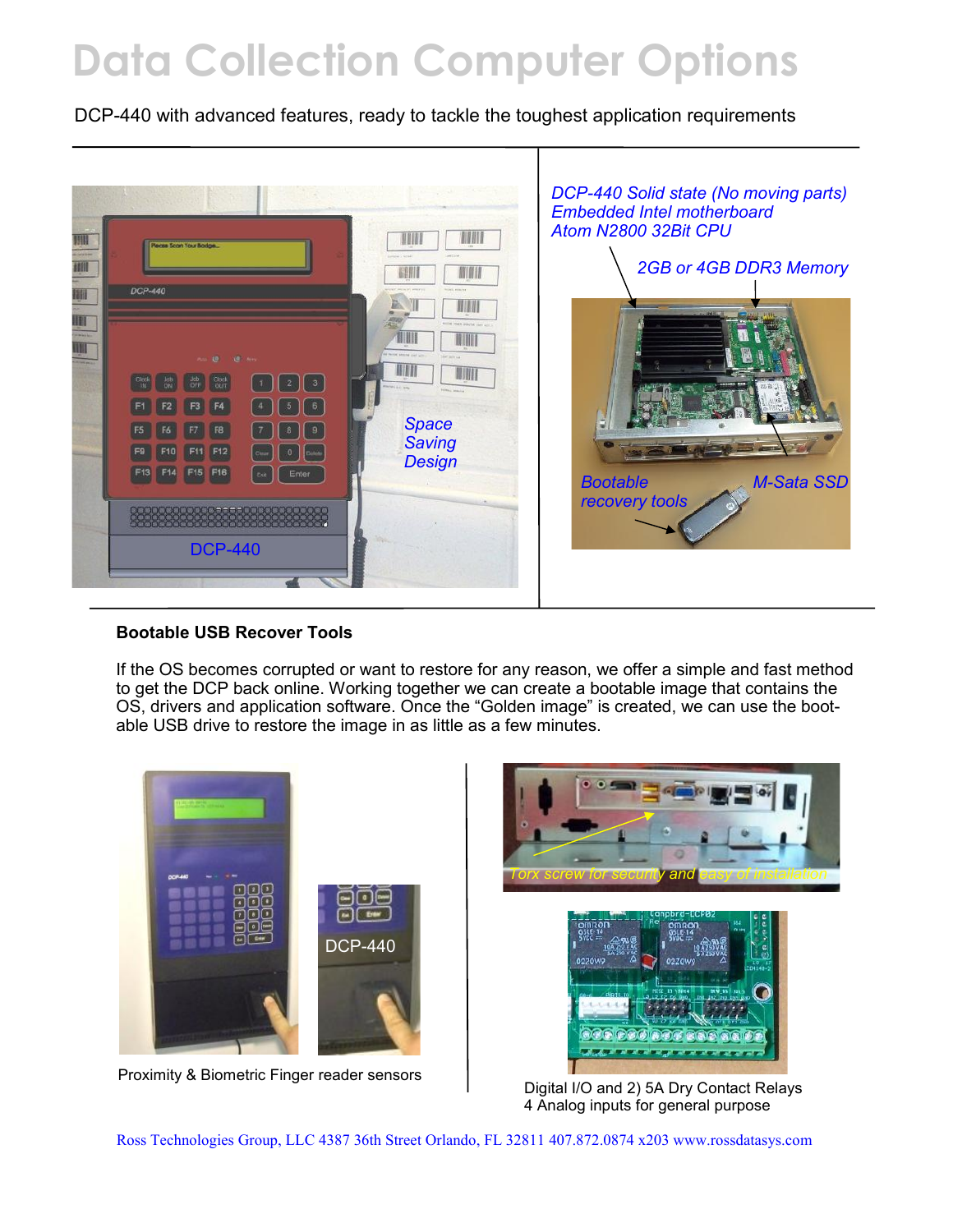# Data Collection Computer Options

DCP-440 with advanced features, ready to tackle the toughest application requirements

DCP-440

Space Saving Design

*DCP-440 Solid state (No moving parts)*
*Embedded Intel motherboard*
*Atom N2800 32Bit CPU*

*2GB or 4GB DDR3 Memory*

*Bootable recovery tools*

*M-Sata SSD*

**Bootable USB Recover Tools**

If the OS becomes corrupted or want to restore for any reason, we offer a simple and fast method to get the DCP back online. Working together we can create a bootable image that contains the OS, drivers and application software. Once the "Golden image" is created, we can use the bootable USB drive to restore the image in as little as a few minutes.

DCP-440

Proximity & Biometric Finger reader sensors

Torx screw for security and easy of installation

Digital I/O and 2) 5A Dry Contact Relays
4 Analog inputs for general purpose

Ross Technologies Group, LLC 4387 36th Street Orlando, FL 32811 407.872.0874 x203 www.rossdatasys.com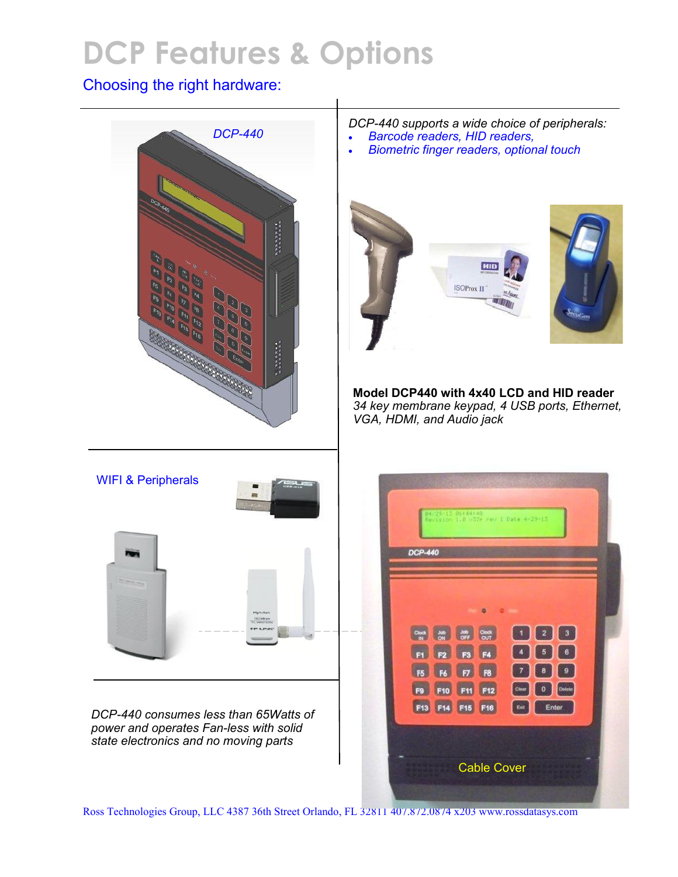# DCP Features & Options

## Choosing the right hardware:

DCP-440

*DCP-440 supports a wide choice of peripherals:*

- *Barcode readers, HID readers,*
- *Biometric finger readers, optional touch*

**Model DCP440 with 4x40 LCD and HID reader**
*34 key membrane keypad, 4 USB ports, Ethernet, VGA, HDMI, and Audio jack*

WIFI & Peripherals

*DCP-440 consumes less than 65Watts of power and operates Fan-less with solid state electronics and no moving parts*

Cable Cover

Ross Technologies Group, LLC 4387 36th Street Orlando, FL 32811 407.872.0874 x203 www.rossdatasys.com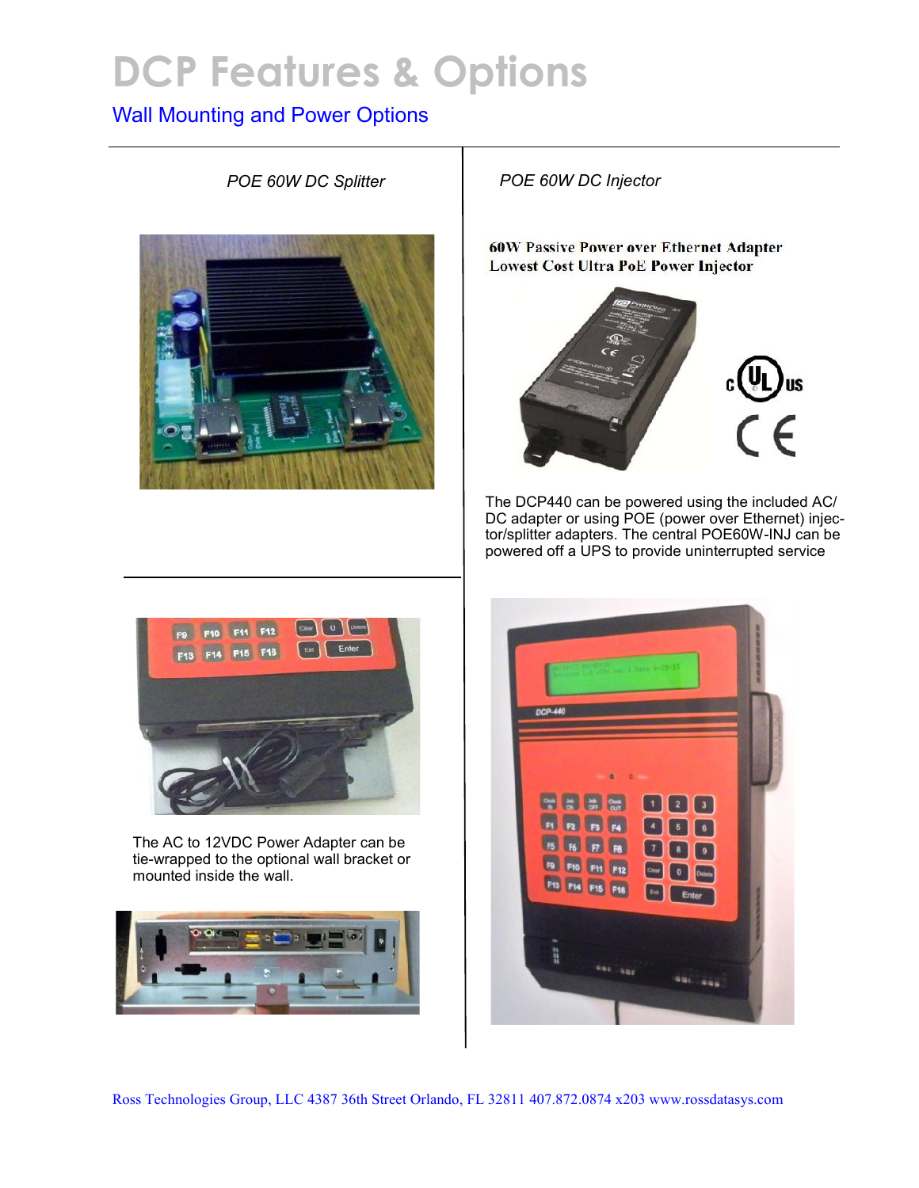# DCP Features & Options

## Wall Mounting and Power Options

*POE 60W DC Splitter*

*POE 60W DC Injector*

**60W Passive Power over Ethernet Adapter**
**Lowest Cost Ultra PoE Power Injector**

The DCP440 can be powered using the included AC/DC adapter or using POE (power over Ethernet) injector/splitter adapters. The central POE60W-INJ can be powered off a UPS to provide uninterrupted service

The AC to 12VDC Power Adapter can be tie-wrapped to the optional wall bracket or mounted inside the wall.

Ross Technologies Group, LLC 4387 36th Street Orlando, FL 32811 407.872.0874 x203 www.rossdatasys.com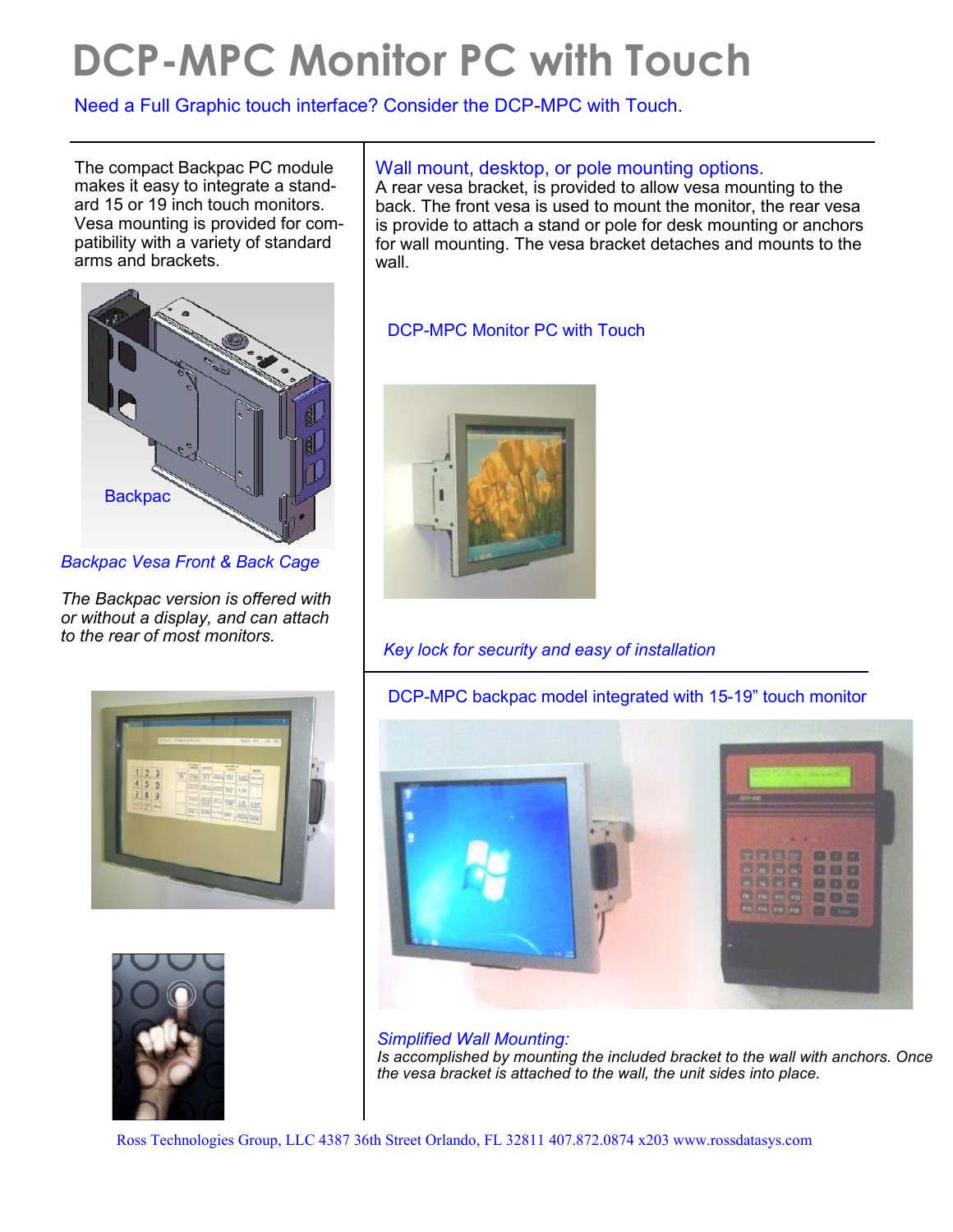# DCP-MPC Monitor PC with Touch

Need a Full Graphic touch interface? Consider the DCP-MPC with Touch.

The compact Backpac PC module makes it easy to integrate a standard 15 or 19 inch touch monitors. Vesa mounting is provided for compatibility with a variety of standard arms and brackets.

Backpac

*Backpac Vesa Front & Back Cage*

*The Backpac version is offered with or without a display, and can attach to the rear of most monitors.*

## Wall mount, desktop, or pole mounting options.

A rear vesa bracket, is provided to allow vesa mounting to the back. The front vesa is used to mount the monitor, the rear vesa is provide to attach a stand or pole for desk mounting or anchors for wall mounting. The vesa bracket detaches and mounts to the wall.

DCP-MPC Monitor PC with Touch

*Key lock for security and easy of installation*

DCP-MPC backpac model integrated with 15-19" touch monitor

*Simplified Wall Mounting:*

*Is accomplished by mounting the included bracket to the wall with anchors. Once the vesa bracket is attached to the wall, the unit sides into place.*

Ross Technologies Group, LLC 4387 36th Street Orlando, FL 32811 407.872.0874 x203 www.rossdatasys.com